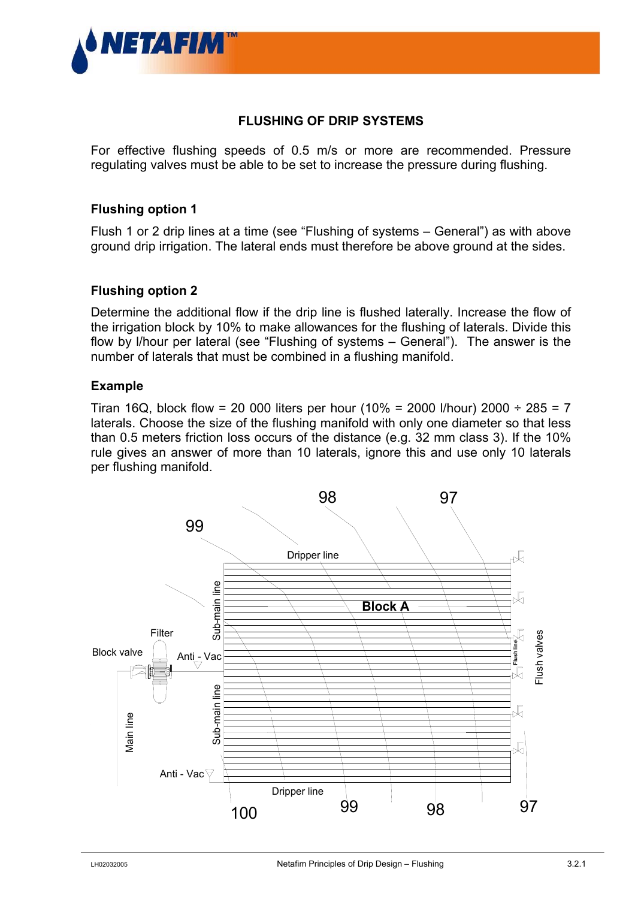## FLUSHING OF DRIP SYSTEMS

For effective flushing speeds of 0.5 m/s or more are recommended. Pressure regulating valves must be able to be set to increase the pressure during flushing.

### Flushing option 1

Flush 1 or 2 drip lines at a time (see “Flushing of systems – General”) as with above ground drip irrigation. The lateral ends must therefore be above ground at the sides.

### Flushing option 2

Determine the additional flow if the drip line is flushed laterally. Increase the flow of the irrigation block by 10% to make allowances for the flushing of laterals. Divide this flow by l/hour per lateral (see “Flushing of systems – General”). The answer is the number of laterals that must be combined in a flushing manifold.

### Example

Tiran 16Q, block flow = 20 000 liters per hour (10% = 2000 l/hour) 2000 ÷ 285 = 7 laterals. Choose the size of the flushing manifold with only one diameter so that less than 0.5 meters friction loss occurs of the distance (e.g. 32 mm class 3). If the 10% rule gives an answer of more than 10 laterals, ignore this and use only 10 laterals per flushing manifold.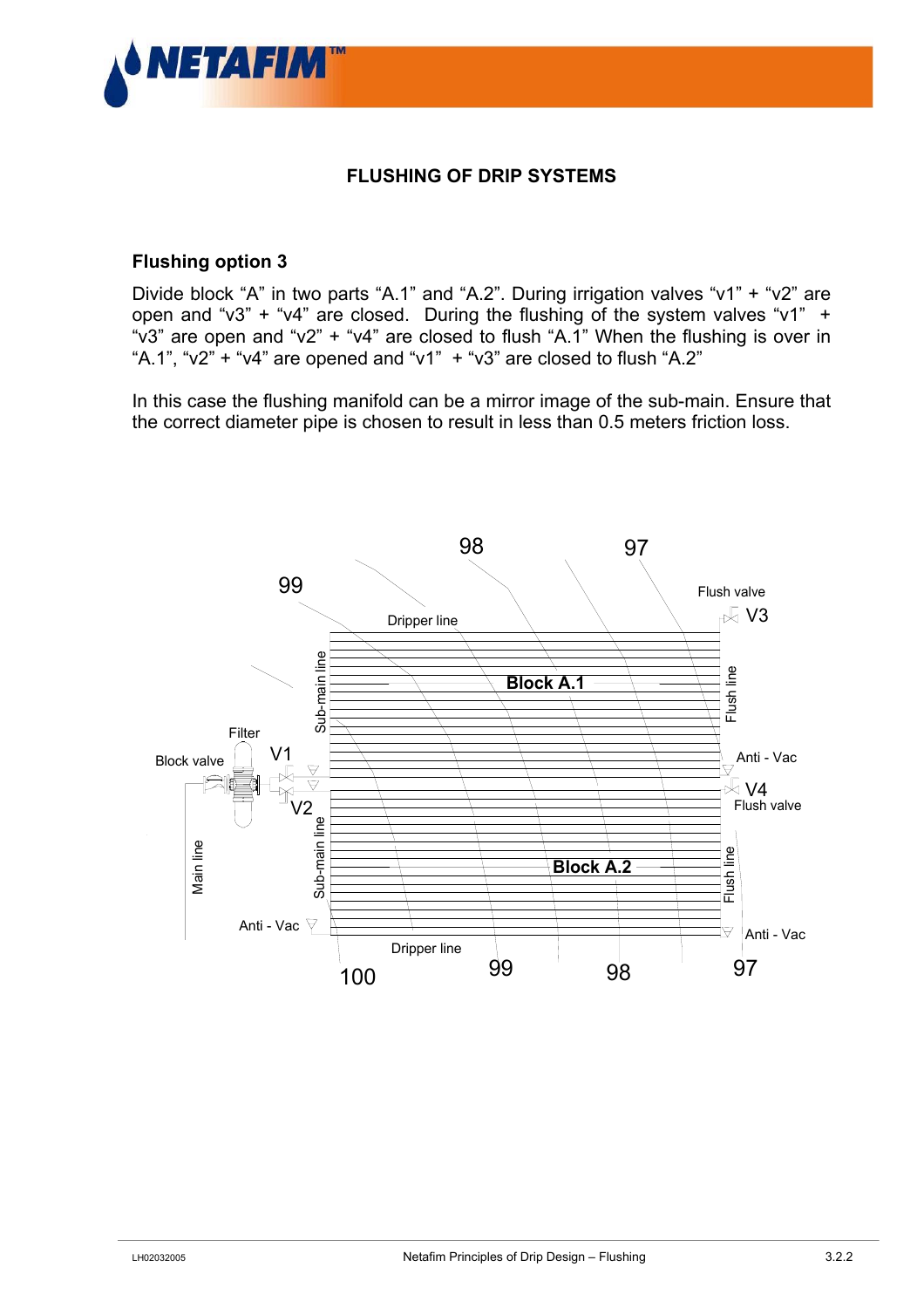## FLUSHING OF DRIP SYSTEMS

### Flushing option 3

Divide block "A" in two parts "A.1" and "A.2". During irrigation valves "v1" + "v2" are open and "v3" + "v4" are closed. During the flushing of the system valves "v1" + "v3" are open and "v2" + "v4" are closed to flush "A.1" When the flushing is over in "A.1", "v2" + "v4" are opened and "v1" + "v3" are closed to flush "A.2"

In this case the flushing manifold can be a mirror image of the sub-main. Ensure that the correct diameter pipe is chosen to result in less than 0.5 meters friction loss.

98
97
99
Flush valve
V3
Dripper line
Sub-main line
Block A.1
Flush line
Filter
Block valve
V1
Anti - Vac
V4
V2
Flush valve
Main line
Sub-main line
Block A.2
Flush line
Anti - Vac
Anti - Vac
Dripper line
100
99
98
97